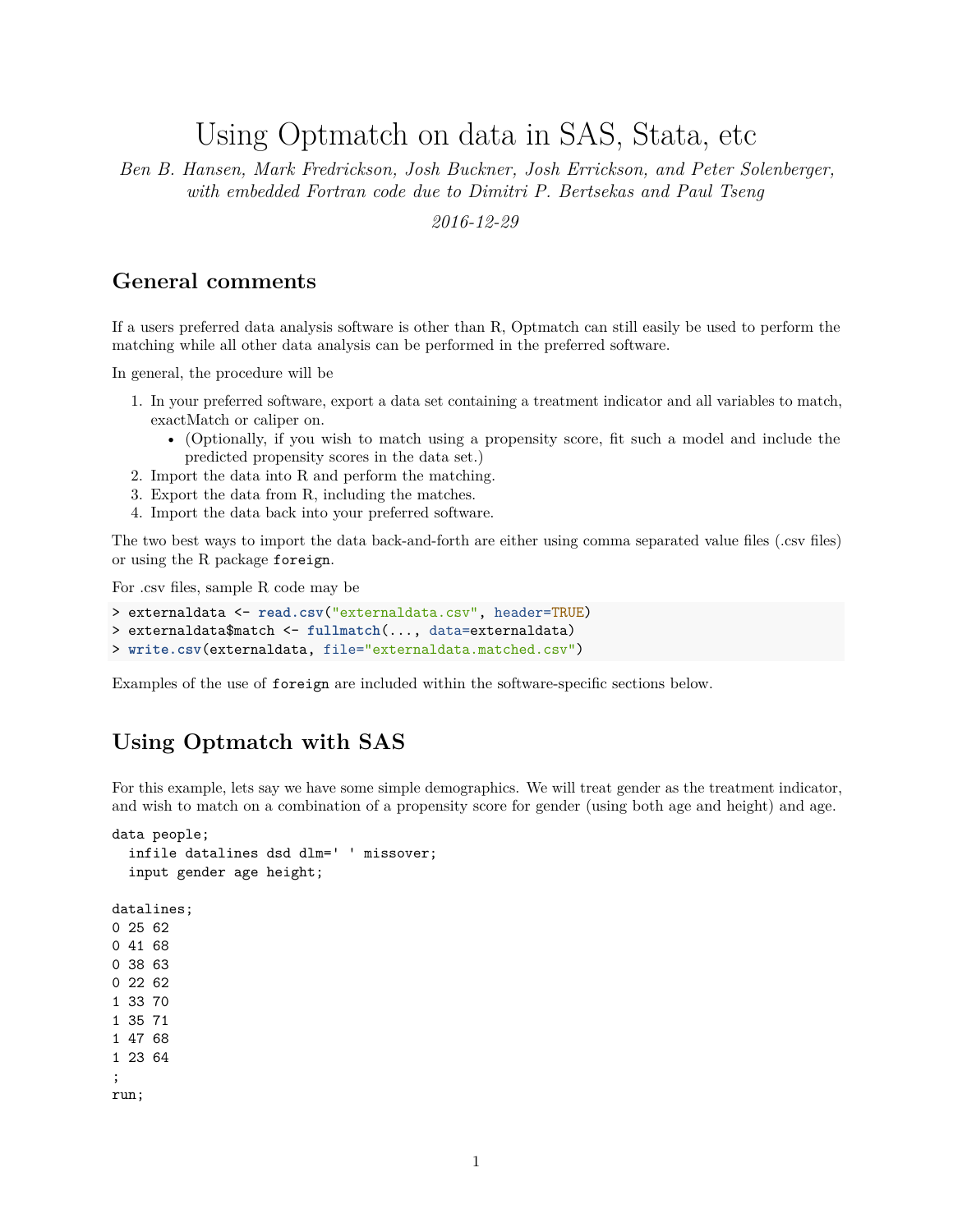# Using Optmatch on data in SAS, Stata, etc

*Ben B. Hansen, Mark Fredrickson, Josh Buckner, Josh Errickson, and Peter Solenberger, with embedded Fortran code due to Dimitri P. Bertsekas and Paul Tseng*

*2016-12-29*

## General comments

If a users preferred data analysis software is other than R, Optmatch can still easily be used to perform the matching while all other data analysis can be performed in the preferred software.

In general, the procedure will be

1. In your preferred software, export a data set containing a treatment indicator and all variables to match, exactMatch or caliper on.
   - (Optionally, if you wish to match using a propensity score, fit such a model and include the predicted propensity scores in the data set.)
2. Import the data into R and perform the matching.
3. Export the data from R, including the matches.
4. Import the data back into your preferred software.

The two best ways to import the data back-and-forth are either using comma separated value files (.csv files) or using the R package `foreign`.

For .csv files, sample R code may be

```
> externaldata <- read.csv("externaldata.csv", header=TRUE)
> externaldata$match <- fullmatch(..., data=externaldata)
> write.csv(externaldata, file="externaldata.matched.csv")
```

Examples of the use of `foreign` are included within the software-specific sections below.

## Using Optmatch with SAS

For this example, lets say we have some simple demographics. We will treat gender as the treatment indicator, and wish to match on a combination of a propensity score for gender (using both age and height) and age.

```
data people;
  infile datalines dsd dlm=' ' missover;
  input gender age height;

datalines;
0 25 62
0 41 68
0 38 63
0 22 62
1 33 70
1 35 71
1 47 68
1 23 64
;
run;
```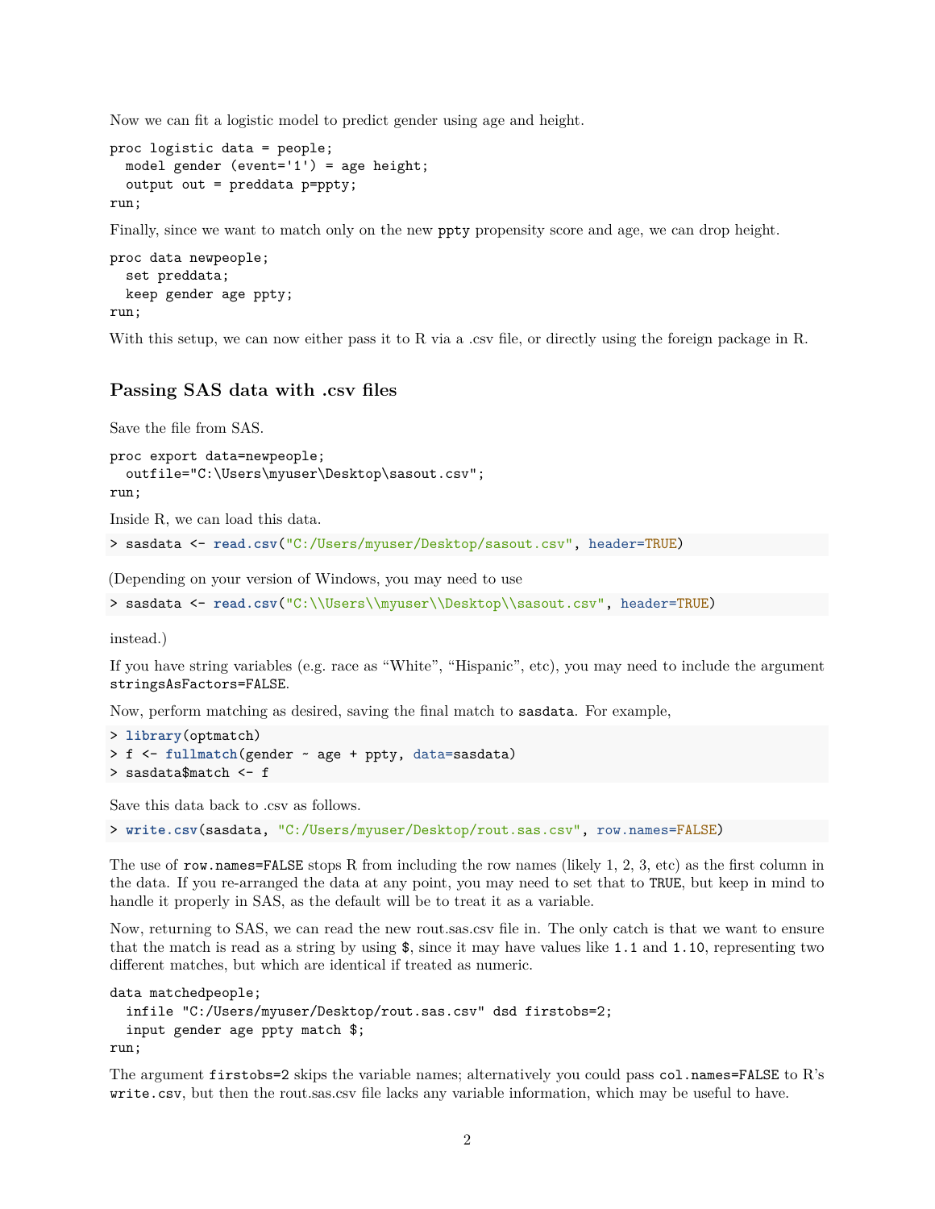Now we can fit a logistic model to predict gender using age and height.

```
proc logistic data = people;
  model gender (event='1') = age height;
  output out = preddata p=ppty;
run;
```

Finally, since we want to match only on the new `ppty` propensity score and age, we can drop height.

```
proc data newpeople;
  set preddata;
  keep gender age ppty;
run;
```

With this setup, we can now either pass it to R via a .csv file, or directly using the foreign package in R.

## Passing SAS data with .csv files

Save the file from SAS.

```
proc export data=newpeople;
  outfile="C:\Users\myuser\Desktop\sasout.csv";
run;
```

Inside R, we can load this data.

```
> sasdata <- read.csv("C:/Users/myuser/Desktop/sasout.csv", header=TRUE)
```

(Depending on your version of Windows, you may need to use

```
> sasdata <- read.csv("C:\\Users\\myuser\\Desktop\\sasout.csv", header=TRUE)
```

instead.)

If you have string variables (e.g. race as "White", "Hispanic", etc), you may need to include the argument `stringsAsFactors=FALSE`.

Now, perform matching as desired, saving the final match to `sasdata`. For example,

```
> library(optmatch)
> f <- fullmatch(gender ~ age + ppty, data=sasdata)
> sasdata$match <- f
```

Save this data back to .csv as follows.

```
> write.csv(sasdata, "C:/Users/myuser/Desktop/rout.sas.csv", row.names=FALSE)
```

The use of `row.names=FALSE` stops R from including the row names (likely 1, 2, 3, etc) as the first column in the data. If you re-arranged the data at any point, you may need to set that to `TRUE`, but keep in mind to handle it properly in SAS, as the default will be to treat it as a variable.

Now, returning to SAS, we can read the new rout.sas.csv file in. The only catch is that we want to ensure that the match is read as a string by using `$`, since it may have values like `1.1` and `1.10`, representing two different matches, but which are identical if treated as numeric.

```
data matchedpeople;
  infile "C:/Users/myuser/Desktop/rout.sas.csv" dsd firstobs=2;
  input gender age ppty match $;
run;
```

The argument `firstobs=2` skips the variable names; alternatively you could pass `col.names=FALSE` to R's `write.csv`, but then the rout.sas.csv file lacks any variable information, which may be useful to have.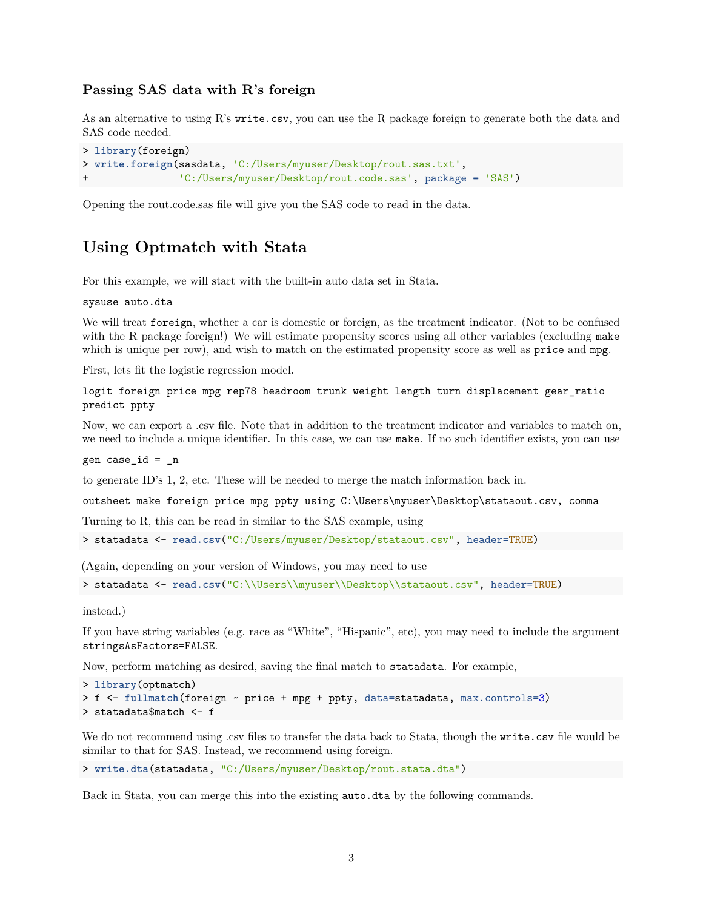### Passing SAS data with R's foreign

As an alternative to using R's `write.csv`, you can use the R package foreign to generate both the data and SAS code needed.

```
> library(foreign)
> write.foreign(sasdata, 'C:/Users/myuser/Desktop/rout.sas.txt',
+               'C:/Users/myuser/Desktop/rout.code.sas', package = 'SAS')
```

Opening the rout.code.sas file will give you the SAS code to read in the data.

## Using Optmatch with Stata

For this example, we will start with the built-in auto data set in Stata.

```
sysuse auto.dta
```

We will treat `foreign`, whether a car is domestic or foreign, as the treatment indicator. (Not to be confused with the R package foreign!) We will estimate propensity scores using all other variables (excluding `make` which is unique per row), and wish to match on the estimated propensity score as well as `price` and `mpg`.

First, lets fit the logistic regression model.

```
logit foreign price mpg rep78 headroom trunk weight length turn displacement gear_ratio
predict ppty
```

Now, we can export a .csv file. Note that in addition to the treatment indicator and variables to match on, we need to include a unique identifier. In this case, we can use `make`. If no such identifier exists, you can use

```
gen case_id = _n
```

to generate ID's 1, 2, etc. These will be needed to merge the match information back in.

```
outsheet make foreign price mpg ppty using C:\Users\myuser\Desktop\stataout.csv, comma
```

Turning to R, this can be read in similar to the SAS example, using

```
> statadata <- read.csv("C:/Users/myuser/Desktop/stataout.csv", header=TRUE)
```

(Again, depending on your version of Windows, you may need to use

```
> statadata <- read.csv("C:\\Users\\myuser\\Desktop\\stataout.csv", header=TRUE)
```

instead.)

If you have string variables (e.g. race as "White", "Hispanic", etc), you may need to include the argument `stringsAsFactors=FALSE`.

Now, perform matching as desired, saving the final match to `statadata`. For example,

```
> library(optmatch)
> f <- fullmatch(foreign ~ price + mpg + ppty, data=statadata, max.controls=3)
> statadata$match <- f
```

We do not recommend using .csv files to transfer the data back to Stata, though the `write.csv` file would be similar to that for SAS. Instead, we recommend using foreign.

```
> write.dta(statadata, "C:/Users/myuser/Desktop/rout.stata.dta")
```

Back in Stata, you can merge this into the existing `auto.dta` by the following commands.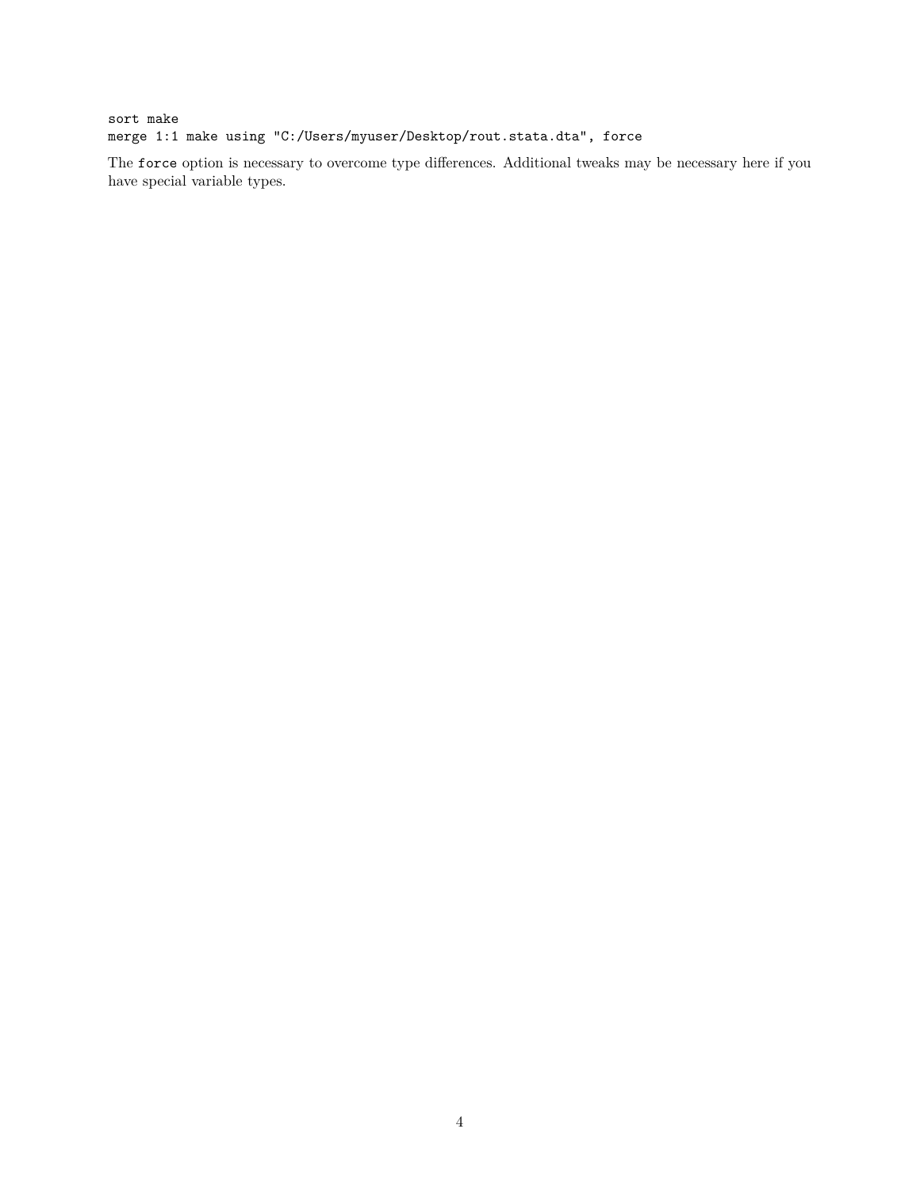```
sort make
merge 1:1 make using "C:/Users/myuser/Desktop/rout.stata.dta", force
```

The `force` option is necessary to overcome type differences. Additional tweaks may be necessary here if you have special variable types.